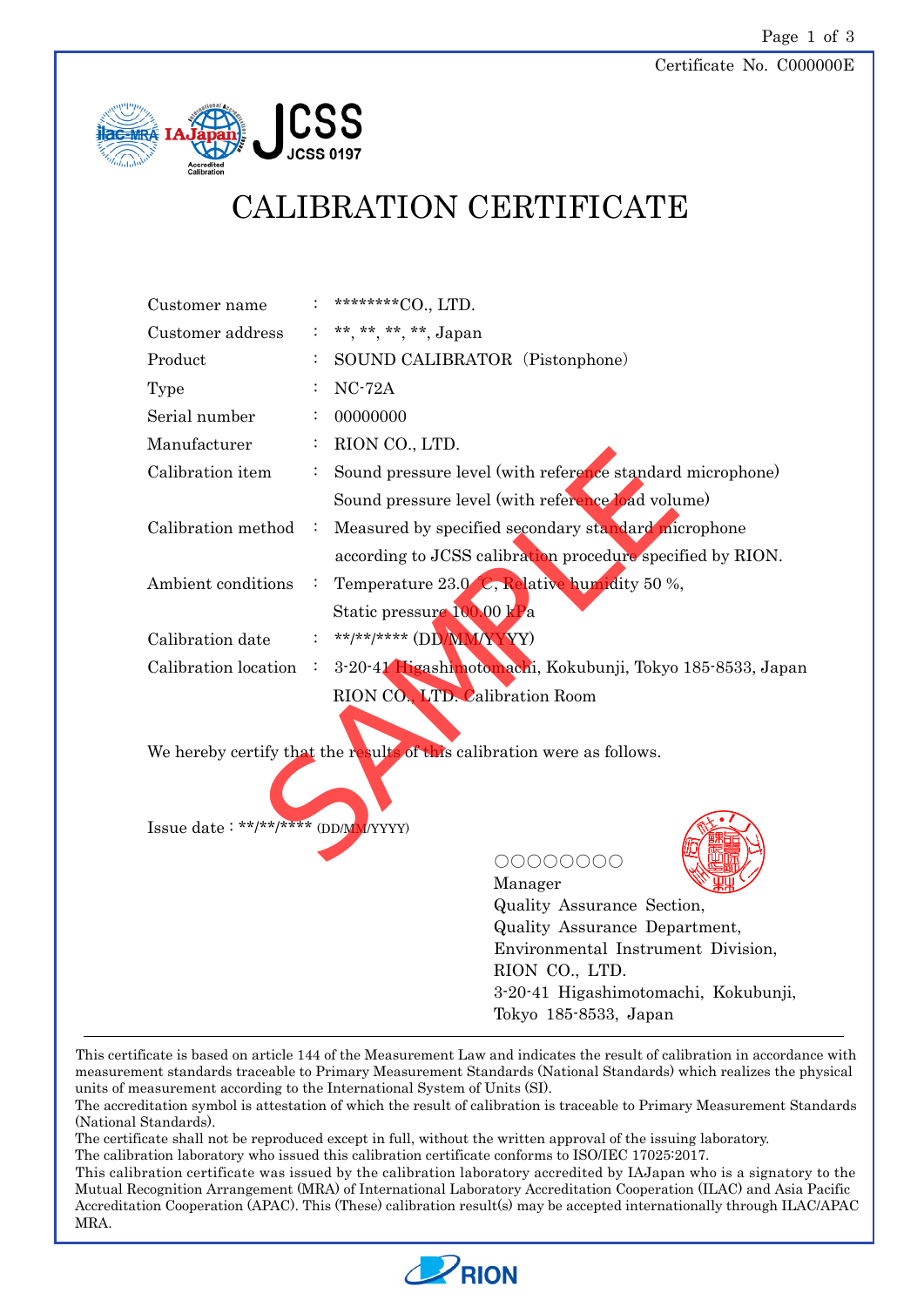Certificate No. C000000E

JCSS
JCSS 0197

# CALIBRATION CERTIFICATE

| | | |
|---|---|---|
| Customer name | : | ********CO., LTD. |
| Customer address | : | **, **, **, **, Japan |
| Product | : | SOUND CALIBRATOR（Pistonphone） |
| Type | : | NC-72A |
| Serial number | : | 00000000 |
| Manufacturer | : | RION CO., LTD. |
| Calibration item | : | Sound pressure level (with reference standard microphone)<br>Sound pressure level (with reference load volume) |
| Calibration method | : | Measured by specified secondary standard microphone according to JCSS calibration procedure specified by RION. |
| Ambient conditions | : | Temperature 23.0 °C, Relative humidity 50 %,<br>Static pressure 100.00 kPa |
| Calibration date | : | **/**/**** (DD/MM/YYYY) |
| Calibration location | : | 3-20-41 Higashimotomachi, Kokubunji, Tokyo 185-8533, Japan<br>RION CO., LTD. Calibration Room |

We hereby certify that the results of this calibration were as follows.

SAMPLE

Issue date : **/**/**** (DD/MM/YYYY)

○○○○○○○○
Manager
Quality Assurance Section,
Quality Assurance Department,
Environmental Instrument Division,
RION CO., LTD.
3-20-41 Higashimotomachi, Kokubunji,
Tokyo 185-8533, Japan

---

This certificate is based on article 144 of the Measurement Law and indicates the result of calibration in accordance with measurement standards traceable to Primary Measurement Standards (National Standards) which realizes the physical units of measurement according to the International System of Units (SI).
The accreditation symbol is attestation of which the result of calibration is traceable to Primary Measurement Standards (National Standards).
The certificate shall not be reproduced except in full, without the written approval of the issuing laboratory.
The calibration laboratory who issued this calibration certificate conforms to ISO/IEC 17025:2017.
This calibration certificate was issued by the calibration laboratory accredited by IAJapan who is a signatory to the Mutual Recognition Arrangement (MRA) of International Laboratory Accreditation Cooperation (ILAC) and Asia Pacific Accreditation Cooperation (APAC). This (These) calibration result(s) may be accepted internationally through ILAC/APAC MRA.

RION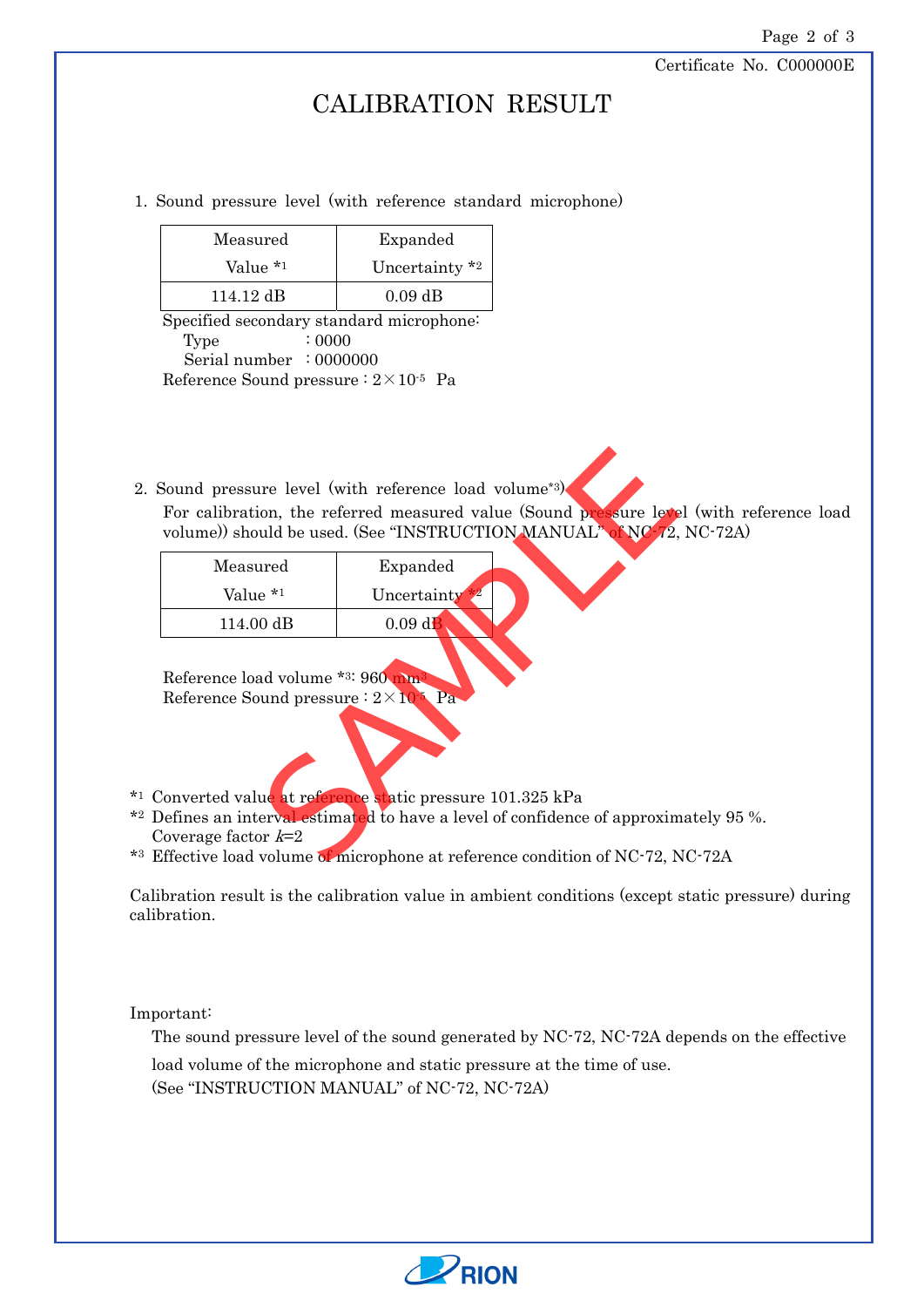Certificate No. C000000E

# CALIBRATION RESULT

1. Sound pressure level (with reference standard microphone)

| Measured Value *1 | Expanded Uncertainty *2 |
|---|---|
| 114.12 dB | 0.09 dB |

Specified secondary standard microphone:
  Type : 0000
  Serial number : 0000000
Reference Sound pressure : $2\times10^{-5}$ Pa

2. Sound pressure level (with reference load volume*3)
   For calibration, the referred measured value (Sound pressure level (with reference load volume)) should be used. (See "INSTRUCTION MANUAL" of NC-72, NC-72A)

| Measured Value *1 | Expanded Uncertainty *2 |
|---|---|
| 114.00 dB | 0.09 dB |

Reference load volume *3: 960 $mm^3$
Reference Sound pressure : $2\times10^{-5}$ Pa

*1 Converted value at reference static pressure 101.325 kPa
*2 Defines an interval estimated to have a level of confidence of approximately 95 %.
  Coverage factor $k$=2
*3 Effective load volume of microphone at reference condition of NC-72, NC-72A

Calibration result is the calibration value in ambient conditions (except static pressure) during calibration.

Important:
  The sound pressure level of the sound generated by NC-72, NC-72A depends on the effective load volume of the microphone and static pressure at the time of use.
  (See "INSTRUCTION MANUAL" of NC-72, NC-72A)

SAMPLE

RION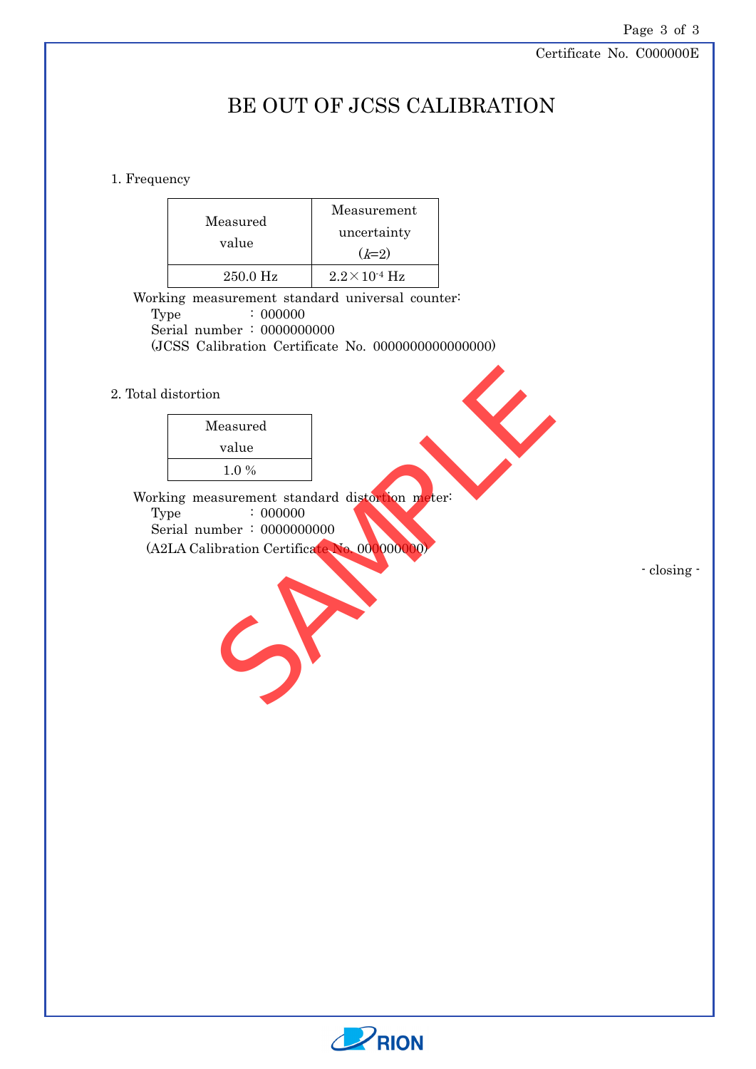Certificate No. C000000E

# BE OUT OF JCSS CALIBRATION

1. Frequency

| Measured value | Measurement uncertainty ($k$=2) |
|---|---|
| 250.0 Hz | $2.2 \times 10^{-4}$ Hz |

Working measurement standard universal counter:
Type : 000000
Serial number : 0000000000
(JCSS Calibration Certificate No. 0000000000000000)

2. Total distortion

| Measured value |
|---|
| 1.0 % |

Working measurement standard distortion meter:
Type : 000000
Serial number : 0000000000
(A2LA Calibration Certificate No. 000000000)

- closing -

SAMPLE